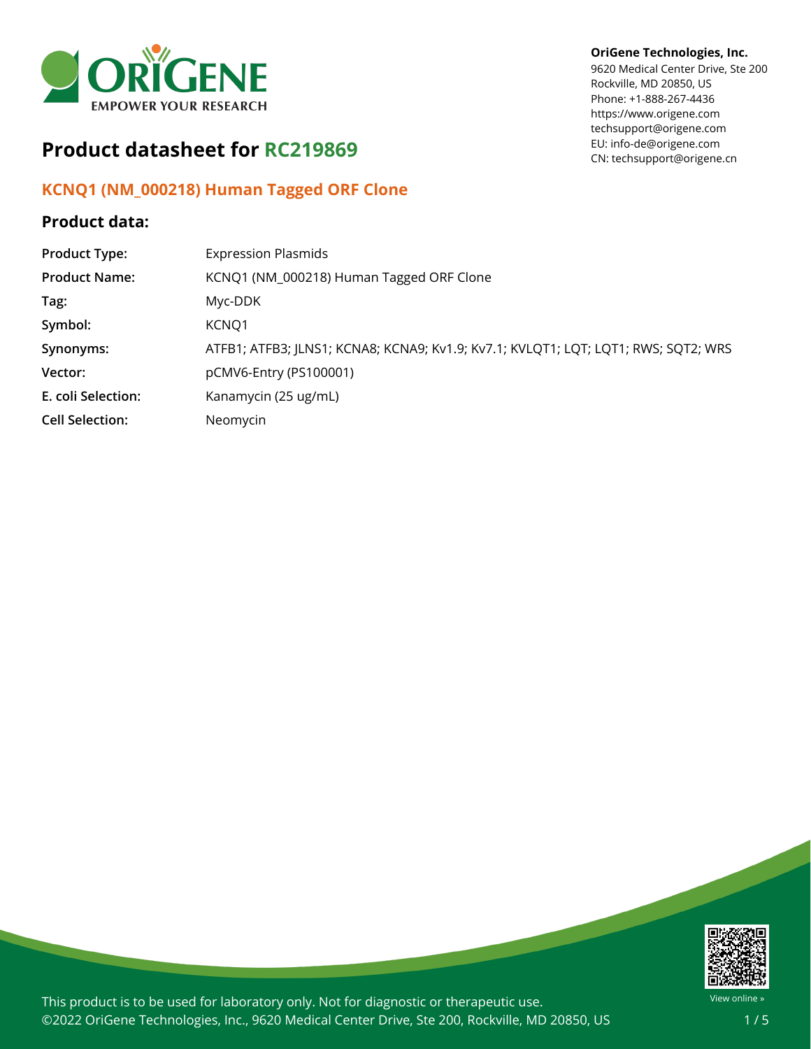OriGene Technologies, Inc.
9620 Medical Center Drive, Ste 200
Rockville, MD 20850, US
Phone: +1-888-267-4436
https://www.origene.com
techsupport@origene.com
EU: info-de@origene.com
CN: techsupport@origene.cn

# Product datasheet for RC219869

## KCNQ1 (NM_000218) Human Tagged ORF Clone

### Product data:

| | |
|---|---|
| **Product Type:** | Expression Plasmids |
| **Product Name:** | KCNQ1 (NM_000218) Human Tagged ORF Clone |
| **Tag:** | Myc-DDK |
| **Symbol:** | KCNQ1 |
| **Synonyms:** | ATFB1; ATFB3; JLNS1; KCNA8; KCNA9; Kv1.9; Kv7.1; KVLQT1; LQT; LQT1; RWS; SQT2; WRS |
| **Vector:** | pCMV6-Entry (PS100001) |
| **E. coli Selection:** | Kanamycin (25 ug/mL) |
| **Cell Selection:** | Neomycin |

This product is to be used for laboratory only. Not for diagnostic or therapeutic use.
©2022 OriGene Technologies, Inc., 9620 Medical Center Drive, Ste 200, Rockville, MD 20850, US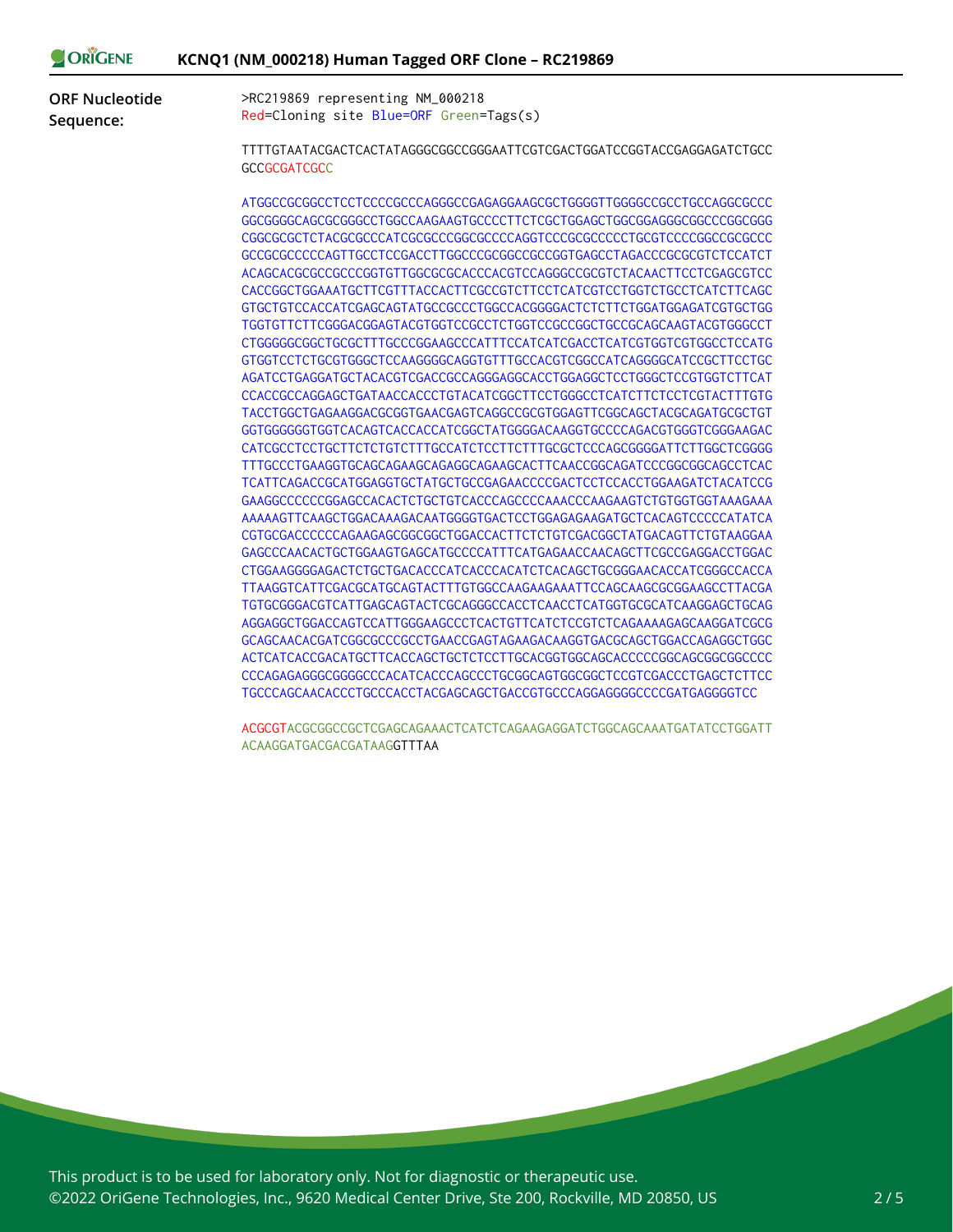**ORF Nucleotide Sequence:**

>RC219869 representing NM_000218
Red=Cloning site Blue=ORF Green=Tags(s)

TTTTGTAATACGACTCACTATAGGGCGGCCGGGAATTCGTCGACTGGATCCGGTACCGAGGAGATCTGCC
GCCGCGATCGCC

ATGGCCGCGGCCTCCTCCCCGCCCAGGGCCGAGAGGAAGCGCTGGGGTTGGGGCCGCCTGCCAGGCGCCC
GGCGGGGCAGCGCGGGCCTGGCCAAGAAGTGCCCCTTCTCGCTGGAGCTGGCGGAGGGCGGCCCGGCGGG
CGGCGCGCTCTACGCGCCCATCGCGCCCGGCGCCCCAGGTCCCGCGCCCCCTGCGTCCCCGGCCGCGCCC
GCCGCGCCCCCAGTTGCCTCCGACCTTGGCCCGCGGCCGCCGGTGAGCCTAGACCCGCGCGTCTCCATCT
ACAGCACGCGCCGCCCGGTGTTGGCGCGCACCCACGTCCAGGGCCGCGTCTACAACTTCCTCGAGCGTCC
CACCGGCTGGAAATGCTTCGTTTACCACTTCGCCGTCTTCCTCATCGTCCTGGTCTGCCTCATCTTCAGC
GTGCTGTCCACCATCGAGCAGTATGCCGCCCTGGCCACGGGGACTCTCTTCTGGATGGAGATCGTGCTGG
TGGTGTTCTTCGGGACGGAGTACGTGGTCCGCCTCTGGTCCGCCGGCTGCCGCAGCAAGTACGTGGGCCT
CTGGGGGCGGCTGCGCTTTGCCCGGAAGCCCATTTCCATCATCGACCTCATCGTGGTCGTGGCCTCCATG
GTGGTCCTCTGCGTGGGCTCCAAGGGGCAGGTGTTTGCCACGTCGGCCATCAGGGGCATCCGCTTCCTGC
AGATCCTGAGGATGCTACACGTCGACCGCCAGGGAGGCACCTGGAGGCTCCTGGGCTCCGTGGTCTTCAT
CCACCGCCAGGAGCTGATAACCACCCTGTACATCGGCTTCCTGGGCCTCATCTTCTCCTCGTACTTTGTG
TACCTGGCTGAGAAGGACGCGGTGAACGAGTCAGGCCGCGTGGAGTTCGGCAGCTACGCAGATGCGCTGT
GGTGGGGGGTGGTCACAGTCACCACCATCGGCTATGGGGACAAGGTGCCCCAGACGTGGGTCGGGAAGAC
CATCGCCTCCTGCTTCTCTGTCTTTGCCATCTCCTTCTTTGCGCTCCCAGCGGGGATTCTTGGCTCGGGG
TTTGCCCTGAAGGTGCAGCAGAAGCAGAGGCAGAAGCACTTCAACCGGCAGATCCCGGCGGCAGCCTCAC
TCATTCAGACCGCATGGAGGTGCTATGCTGCCGAGAACCCCGACTCCTCCACCTGGAAGATCTACATCCG
GAAGGCCCCCCGGAGCCACACTCTGCTGTCACCCAGCCCCAAACCCAAGAAGTCTGTGGTGGTAAAGAAA
AAAAAGTTCAAGCTGGACAAAGACAATGGGGTGACTCCTGGAGAGAAGATGCTCACAGTCCCCCATATCA
CGTGCGACCCCCCAGAAGAGCGGCGGCTGGACCACTTCTCTGTCGACGGCTATGACAGTTCTGTAAGGAA
GAGCCCAACACTGCTGGAAGTGAGCATGCCCCATTTCATGAGAACCAACAGCTTCGCCGAGGACCTGGAC
CTGGAAGGGGAGACTCTGCTGACACCCATCACCCACATCTCACAGCTGCGGGAACACCATCGGGCCACCA
TTAAGGTCATTCGACGCATGCAGTACTTTGTGGCCAAGAAGAAATTCCAGCAAGCGCGGAAGCCTTACGA
TGTGCGGGACGTCATTGAGCAGTACTCGCAGGGCCACCTCAACCTCATGGTGCGCATCAAGGAGCTGCAG
AGGAGGCTGGACCAGTCCATTGGGAAGCCCTCACTGTTCATCTCCGTCTCAGAAAAGAGCAAGGATCGCG
GCAGCAACACGATCGGCGCCCGCCTGAACCGAGTAGAAGACAAGGTGACGCAGCTGGACCAGAGGCTGGC
ACTCATCACCGACATGCTTCACCAGCTGCTCTCCTTGCACGGTGGCAGCACCCCCGGCAGCGGCGGCCCC
CCCAGAGAGGGCGGGGCCCACATCACCCAGCCCTGCGGCAGTGGCGGCTCCGTCGACCCTGAGCTCTTCC
TGCCCAGCAACACCCTGCCCACCTACGAGCAGCTGACCGTGCCCAGGAGGGGCCCCGATGAGGGGTCC

ACGCGTACGCGGCCGCTCGAGCAGAAACTCATCTCAGAAGAGGATCTGGCAGCAAATGATATCCTGGATT
ACAAGGATGACGACGATAAGGTTTAA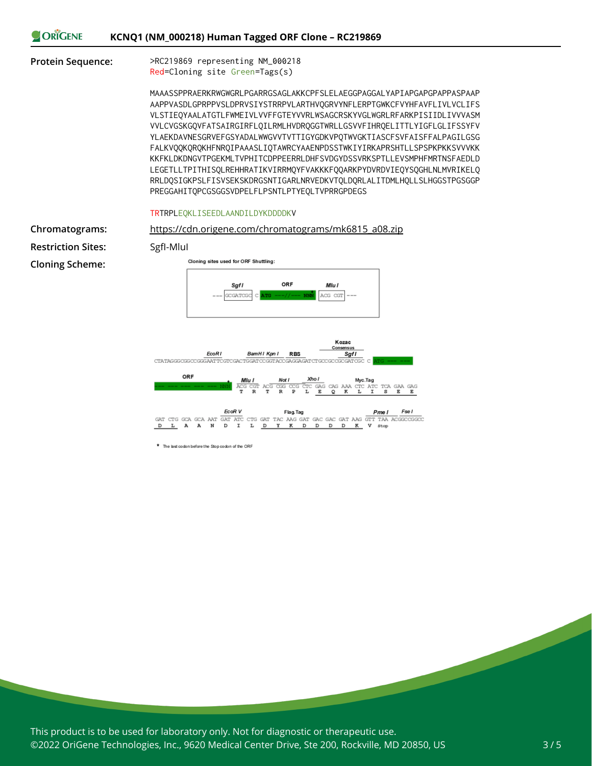**Protein Sequence:**

```
>RC219869 representing NM_000218
Red=Cloning site Green=Tags(s)

MAAASSPPRAERKRWGWGRLPGARRGSAGLAKKCPFSLELAEGGPAGGALYAPIAPGAPGPAPPASPAAP
AAPPVASDLGPRPPVSLDPRVSIYSTRRPVLARTHVQGRVYNFLERPTGWKCFVYHFAVFLIVLVCLIFS
VLSTIEQYAALATGTLFWMEIVLVVFFGTEYVVRLWSAGCRSKYVGLWGRLRFARKPISIIDLIVVVASM
VVLCVGSKGQVFATSAIRGIRFLQILRMLHVDRQGGTWRLLGSVVFIHRQELITTLYIGFLGLIFSSYFV
YLAEKDAVNESGRVEFGSYADALWWGVVTVTTIGYGDKVPQTWVGKTIASCFSVFAISFFALPAGILGSG
FALKVQQKQRQKHFNRQIPAAASLIQTAWRCYAAENPDSSTWKIYIRKAPRSHTLLSPSPKPKKSVVVKK
KKFKLDKDNGVTPGEKMLTVPHITCDPPEERRLDHFSVDGYDSSVRKSPTLLEVSMPHFMRTNSFAEDLD
LEGETLLTPITHISQLREHHRATIKVIRRMQYFVAKKKFQQARKPYDVRDVIEQYSQGHLNLMVRIKELQ
RRLDQSIGKPSLFISVSEKSKDRGSNTIGARLNRVEDKVTQLDQRLALITDMLHQLLSLHGGSTPGSGGP
PREGGAHITQPCGSGGSVDPELFLPSNTLPTYEQLTVPRRGPDEGS

TRTRPLEQKLISEEDLAANDILDYKDDDDKV
```

**Chromatograms:** https://cdn.origene.com/chromatograms/mk6815_a08.zip

**Restriction Sites:** SgfI-MluI

**Cloning Scheme:**

Cloning sites used for ORF Shuttling:

--- SgfI: GCGATCGC C | ORF: ATG ---//--- NNN* | MluI: ACG CGT ---

Kozac Consensus

CTATAGGGCGGCCGGGAATTCGTCGACTGGATCCGGTACCGAGGAGATCTGCCGCCGCGATCGC C ATG --- --- (EcoR I, BamH I, Kpn I, RBS, SgfI)

ORF: --- --- --- --- --- NNN* | ACG CGT ACG CGG CCG CTC GAG CAG AAA CTC ATC TCA GAA GAG (MluI, Not I, Xho I, Myc.Tag)

T R T R P L E Q K L I S E E

GAT CTG GCA GCA AAT GAT ATC CTG GAT TAC AAG GAT GAC GAC GAT AAG GTT TAA ACGGCCGGCC (EcoR V, Flag.Tag, Pme I, Fse I)

D L A A N D I L D Y K D D D D K V Stop

\* The last codon before the Stop codon of the ORF

This product is to be used for laboratory only. Not for diagnostic or therapeutic use.
©2022 OriGene Technologies, Inc., 9620 Medical Center Drive, Ste 200, Rockville, MD 20850, US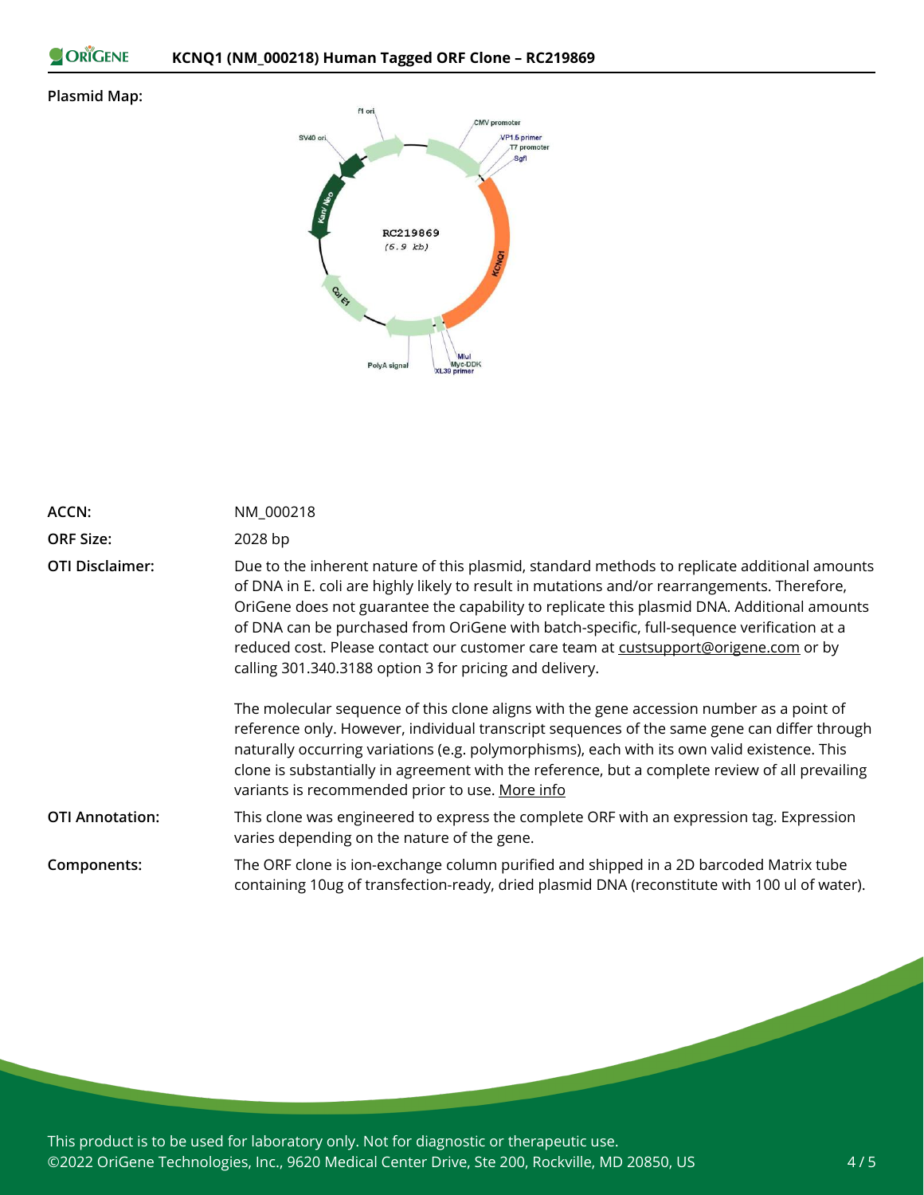**Plasmid Map:**

| | |
|---|---|
| **ACCN:** | NM_000218 |
| **ORF Size:** | 2028 bp |
| **OTI Disclaimer:** | Due to the inherent nature of this plasmid, standard methods to replicate additional amounts of DNA in E. coli are highly likely to result in mutations and/or rearrangements. Therefore, OriGene does not guarantee the capability to replicate this plasmid DNA. Additional amounts of DNA can be purchased from OriGene with batch-specific, full-sequence verification at a reduced cost. Please contact our customer care team at custsupport@origene.com or by calling 301.340.3188 option 3 for pricing and delivery.<br><br>The molecular sequence of this clone aligns with the gene accession number as a point of reference only. However, individual transcript sequences of the same gene can differ through naturally occurring variations (e.g. polymorphisms), each with its own valid existence. This clone is substantially in agreement with the reference, but a complete review of all prevailing variants is recommended prior to use. More info |
| **OTI Annotation:** | This clone was engineered to express the complete ORF with an expression tag. Expression varies depending on the nature of the gene. |
| **Components:** | The ORF clone is ion-exchange column purified and shipped in a 2D barcoded Matrix tube containing 10ug of transfection-ready, dried plasmid DNA (reconstitute with 100 ul of water). |

This product is to be used for laboratory only. Not for diagnostic or therapeutic use.
©2022 OriGene Technologies, Inc., 9620 Medical Center Drive, Ste 200, Rockville, MD 20850, US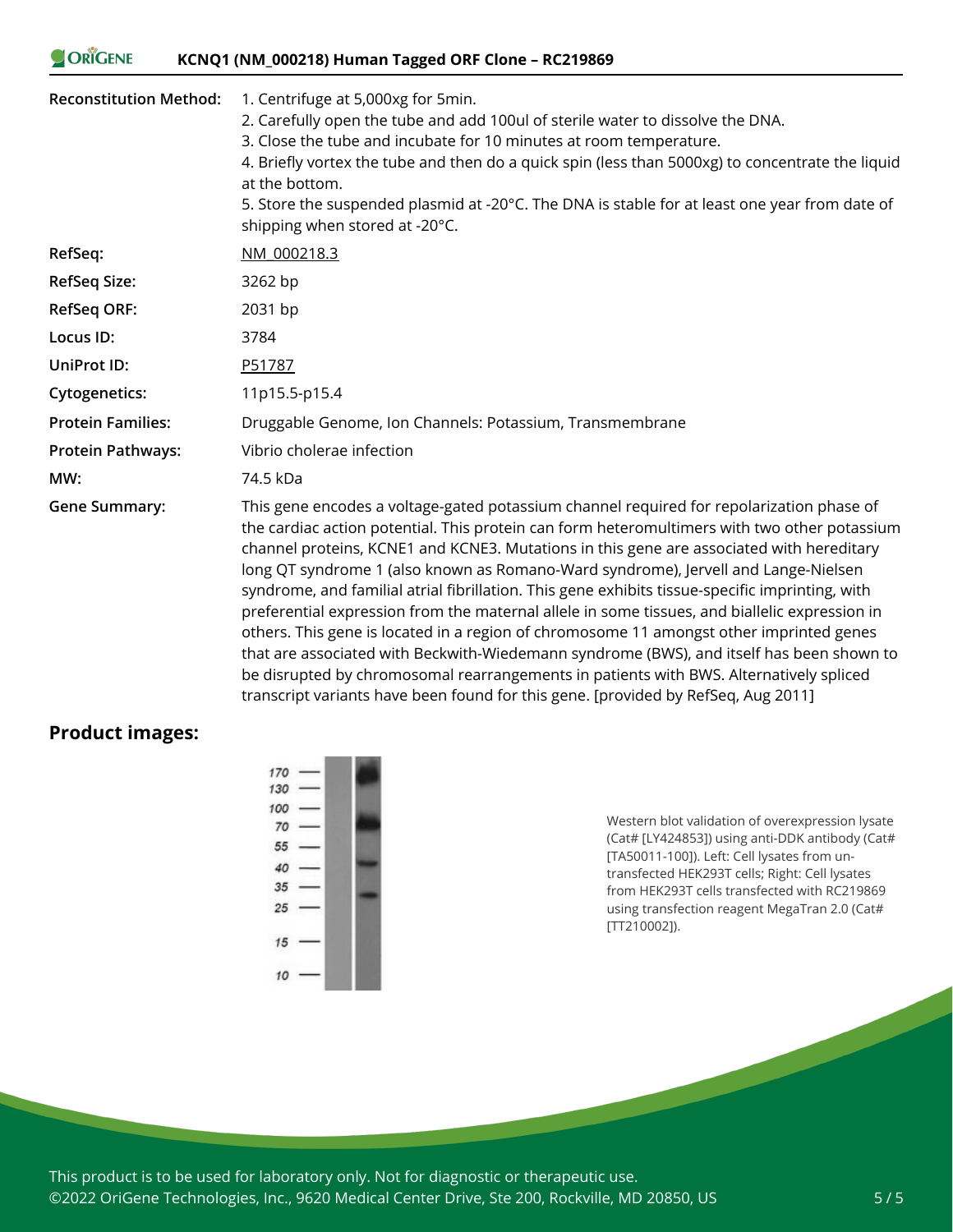| | |
|---|---|
| **Reconstitution Method:** | 1. Centrifuge at 5,000xg for 5min.<br>2. Carefully open the tube and add 100ul of sterile water to dissolve the DNA.<br>3. Close the tube and incubate for 10 minutes at room temperature.<br>4. Briefly vortex the tube and then do a quick spin (less than 5000xg) to concentrate the liquid at the bottom.<br>5. Store the suspended plasmid at -20°C. The DNA is stable for at least one year from date of shipping when stored at -20°C. |
| **RefSeq:** | NM_000218.3 |
| **RefSeq Size:** | 3262 bp |
| **RefSeq ORF:** | 2031 bp |
| **Locus ID:** | 3784 |
| **UniProt ID:** | P51787 |
| **Cytogenetics:** | 11p15.5-p15.4 |
| **Protein Families:** | Druggable Genome, Ion Channels: Potassium, Transmembrane |
| **Protein Pathways:** | Vibrio cholerae infection |
| **MW:** | 74.5 kDa |
| **Gene Summary:** | This gene encodes a voltage-gated potassium channel required for repolarization phase of the cardiac action potential. This protein can form heteromultimers with two other potassium channel proteins, KCNE1 and KCNE3. Mutations in this gene are associated with hereditary long QT syndrome 1 (also known as Romano-Ward syndrome), Jervell and Lange-Nielsen syndrome, and familial atrial fibrillation. This gene exhibits tissue-specific imprinting, with preferential expression from the maternal allele in some tissues, and biallelic expression in others. This gene is located in a region of chromosome 11 amongst other imprinted genes that are associated with Beckwith-Wiedemann syndrome (BWS), and itself has been shown to be disrupted by chromosomal rearrangements in patients with BWS. Alternatively spliced transcript variants have been found for this gene. [provided by RefSeq, Aug 2011] |

## Product images:

170
130
100
70
55
40
35
25
15
10

Western blot validation of overexpression lysate (Cat# [LY424853]) using anti-DDK antibody (Cat# [TA50011-100]). Left: Cell lysates from un-transfected HEK293T cells; Right: Cell lysates from HEK293T cells transfected with RC219869 using transfection reagent MegaTran 2.0 (Cat# [TT210002]).

This product is to be used for laboratory only. Not for diagnostic or therapeutic use.
©2022 OriGene Technologies, Inc., 9620 Medical Center Drive, Ste 200, Rockville, MD 20850, US